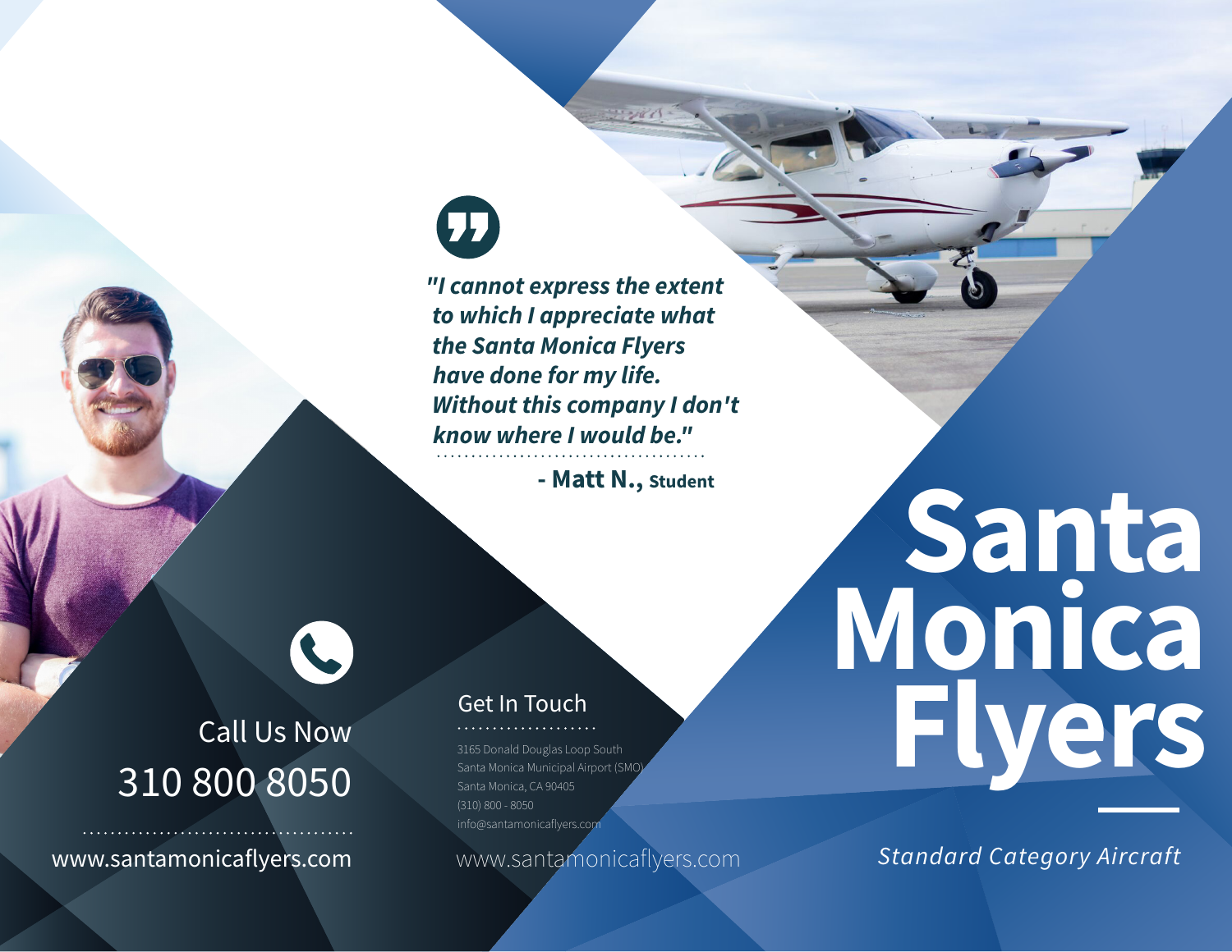# Santa Monica Flyers

*Standard Category Aircraft*

***"I cannot express the extent to which I appreciate what the Santa Monica Flyers have done for my life. Without this company I don't know where I would be."***

**- Matt N., Student**

## Call Us Now

310 800 8050

www.santamonicaflyers.com

## Get In Touch

3165 Donald Douglas Loop South
Santa Monica Municipal Airport (SMO)
Santa Monica, CA 90405
(310) 800 - 8050
info@santamonicaflyers.com

www.santamonicaflyers.com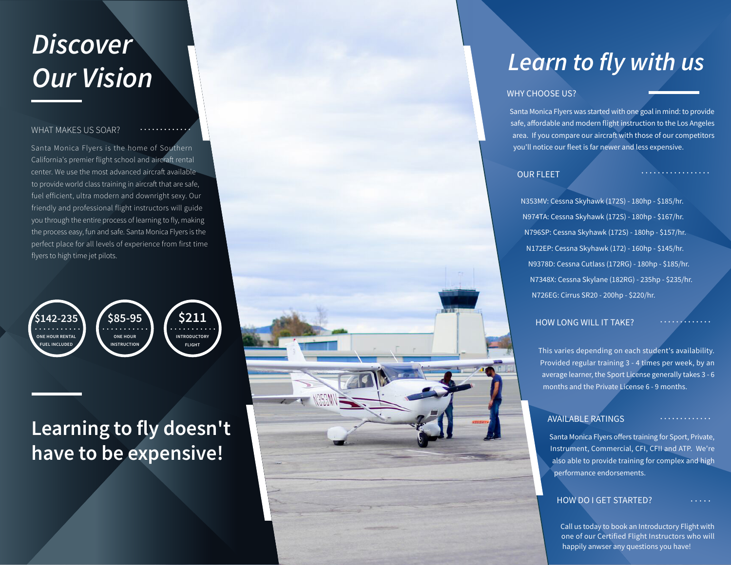# Discover Our Vision

WHAT MAKES US SOAR?

Santa Monica Flyers is the home of Southern California's premier flight school and aircraft rental center. We use the most advanced aircraft available to provide world class training in aircraft that are safe, fuel efficient, ultra modern and downright sexy. Our friendly and professional flight instructors will guide you through the entire process of learning to fly, making the process easy, fun and safe. Santa Monica Flyers is the perfect place for all levels of experience from first time flyers to high time jet pilots.

**$142-235**
ONE HOUR RENTAL
FUEL INCLUDED

**$85-95**
ONE HOUR
INSTRUCTION

**$211**
INTRODUCTORY
FLIGHT

## Learning to fly doesn't have to be expensive!

# Learn to fly with us

WHY CHOOSE US?

Santa Monica Flyers was started with one goal in mind: to provide safe, affordable and modern flight instruction to the Los Angeles area. If you compare our aircraft with those of our competitors you'll notice our fleet is far newer and less expensive.

OUR FLEET

N353MV: Cessna Skyhawk (172S) - 180hp - $185/hr.
N974TA: Cessna Skyhawk (172S) - 180hp - $167/hr.
N796SP: Cessna Skyhawk (172S) - 180hp - $157/hr.
N172EP: Cessna Skyhawk (172) - 160hp - $145/hr.
N9378D: Cessna Cutlass (172RG) - 180hp - $185/hr.
N7348X: Cessna Skylane (182RG) - 235hp - $235/hr.
N726EG: Cirrus SR20 - 200hp - $220/hr.

HOW LONG WILL IT TAKE?

This varies depending on each student's availability. Provided regular training 3 - 4 times per week, by an average learner, the Sport License generally takes 3 - 6 months and the Private License 6 - 9 months.

AVAILABLE RATINGS

Santa Monica Flyers offers training for Sport, Private, Instrument, Commercial, CFI, CFII and ATP. We're also able to provide training for complex and high performance endorsements.

HOW DO I GET STARTED?

Call us today to book an Introductory Flight with one of our Certified Flight Instructors who will happily anwser any questions you have!